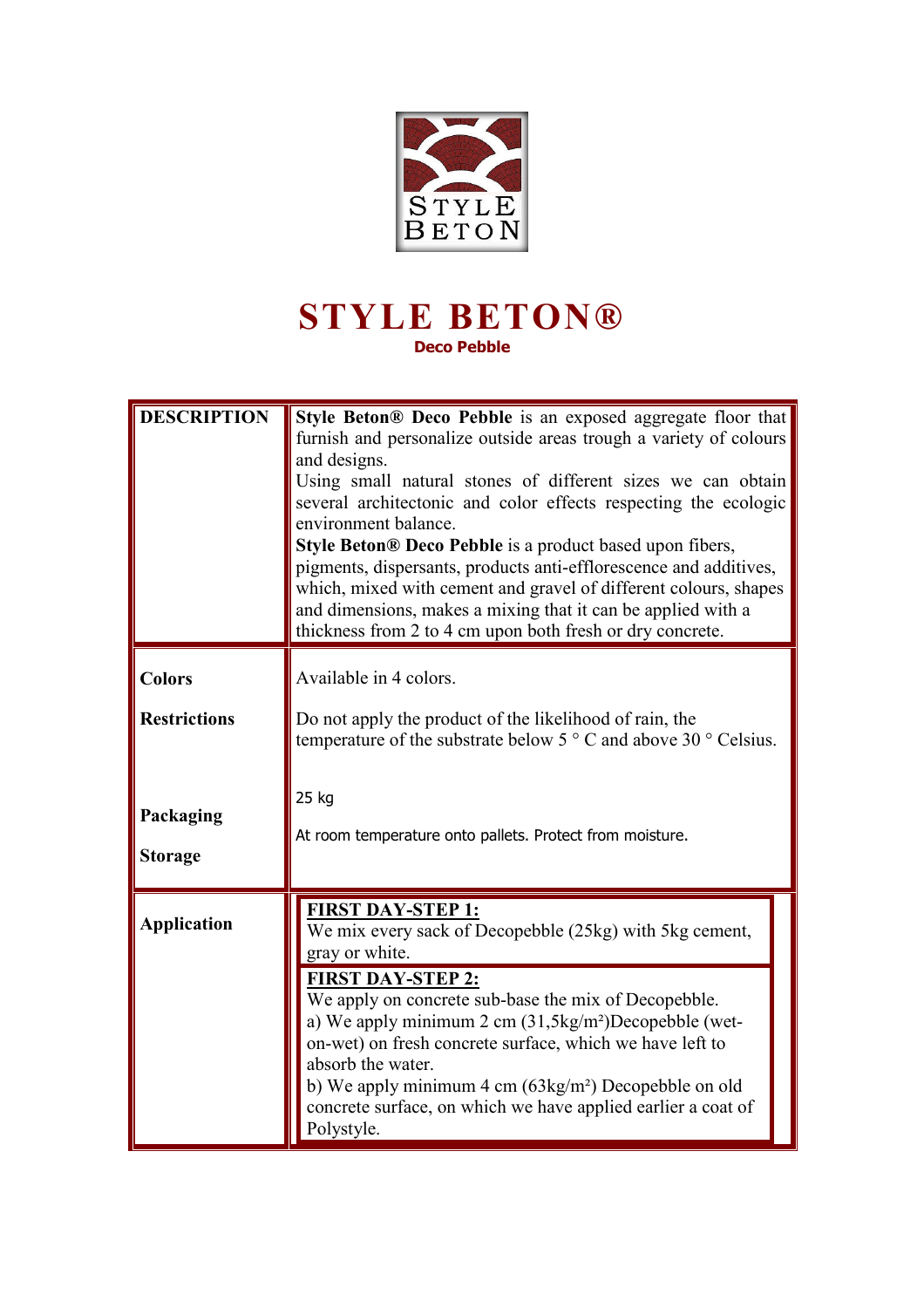STYLE BETON

# STYLE BETON®

**Deco Pebble**

| | |
|---|---|
| **DESCRIPTION** | **Style Beton® Deco Pebble** is an exposed aggregate floor that furnish and personalize outside areas trough a variety of colours and designs.<br>Using small natural stones of different sizes we can obtain several architectonic and color effects respecting the ecologic environment balance.<br>**Style Beton® Deco Pebble** is a product based upon fibers, pigments, dispersants, products anti-efflorescence and additives, which, mixed with cement and gravel of different colours, shapes and dimensions, makes a mixing that it can be applied with a thickness from 2 to 4 cm upon both fresh or dry concrete. |
| **Colors** | Available in 4 colors. |
| **Restrictions** | Do not apply the product of the likelihood of rain, the temperature of the substrate below 5 ° C and above 30 ° Celsius. |
| **Packaging** | 25 kg |
| **Storage** | At room temperature onto pallets. Protect from moisture. |
| **Application** | **FIRST DAY-STEP 1:**<br>We mix every sack of Decopebble (25kg) with 5kg cement, gray or white.<br>**FIRST DAY-STEP 2:**<br>We apply on concrete sub-base the mix of Decopebble.<br>a) We apply minimum 2 cm (31,5kg/m²)Decopebble (wet-on-wet) on fresh concrete surface, which we have left to absorb the water.<br>b) We apply minimum 4 cm (63kg/m²) Decopebble on old concrete surface, on which we have applied earlier a coat of Polystyle. |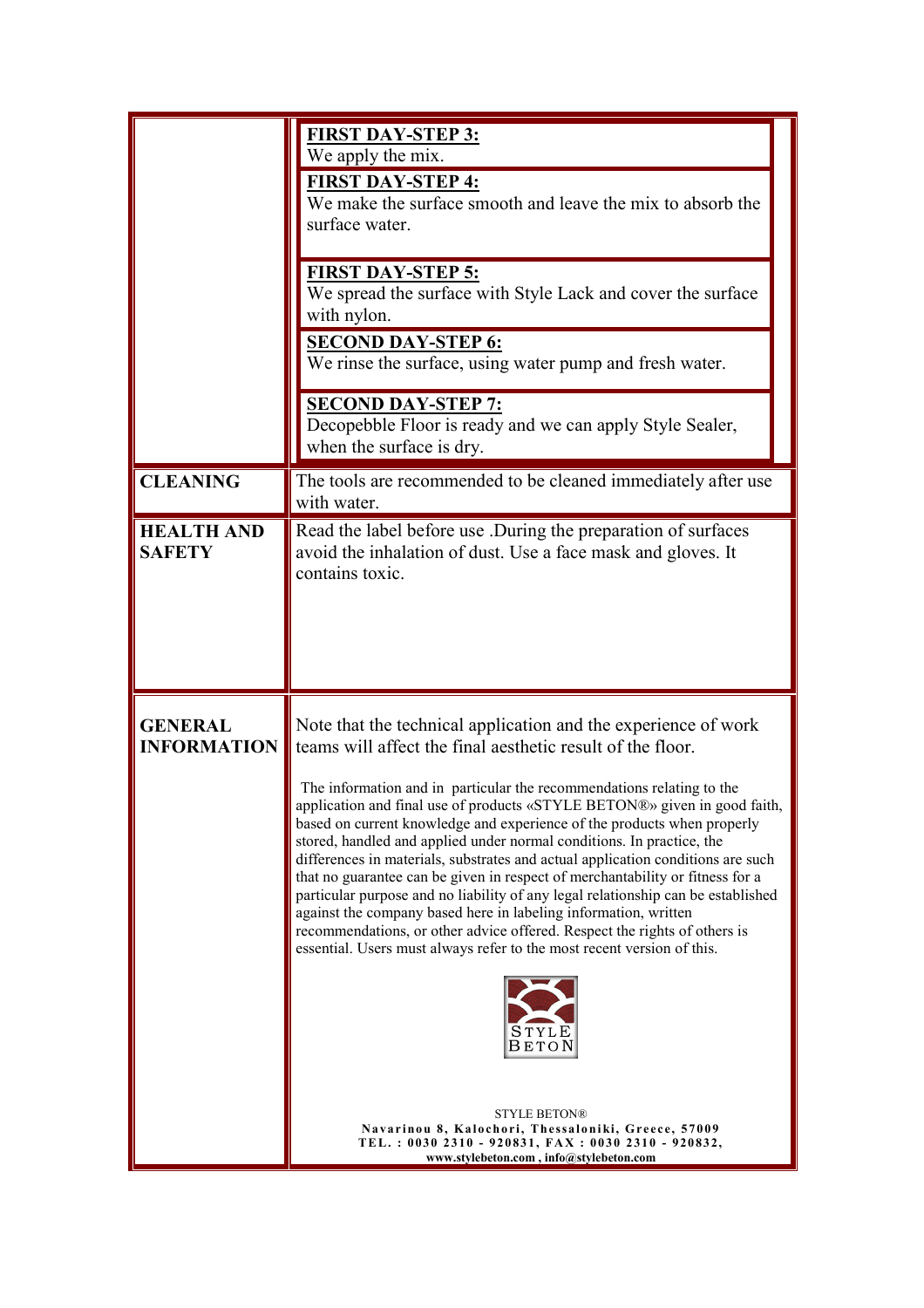| | |
|---|---|
| | **FIRST DAY-STEP 3:** We apply the mix.<br>**FIRST DAY-STEP 4:** We make the surface smooth and leave the mix to absorb the surface water.<br>**FIRST DAY-STEP 5:** We spread the surface with Style Lack and cover the surface with nylon.<br>**SECOND DAY-STEP 6:** We rinse the surface, using water pump and fresh water.<br>**SECOND DAY-STEP 7:** Decopebble Floor is ready and we can apply Style Sealer, when the surface is dry. |
| **CLEANING** | The tools are recommended to be cleaned immediately after use with water. |
| **HEALTH AND SAFETY** | Read the label before use .During the preparation of surfaces avoid the inhalation of dust. Use a face mask and gloves. It contains toxic. |
| **GENERAL INFORMATION** | Note that the technical application and the experience of work teams will affect the final aesthetic result of the floor.<br><br>The information and in particular the recommendations relating to the application and final use of products «STYLE BETON®» given in good faith, based on current knowledge and experience of the products when properly stored, handled and applied under normal conditions. In practice, the differences in materials, substrates and actual application conditions are such that no guarantee can be given in respect of merchantability or fitness for a particular purpose and no liability of any legal relationship can be established against the company based here in labeling information, written recommendations, or other advice offered. Respect the rights of others is essential. Users must always refer to the most recent version of this.<br><br>STYLE BETON<br><br>STYLE BETON®<br>**Navarinou 8, Kalochori, Thessaloniki, Greece, 57009**<br>**TEL. : 0030 2310 - 920831, FAX : 0030 2310 - 920832,**<br>**www.stylebeton.com , info@stylebeton.com** |